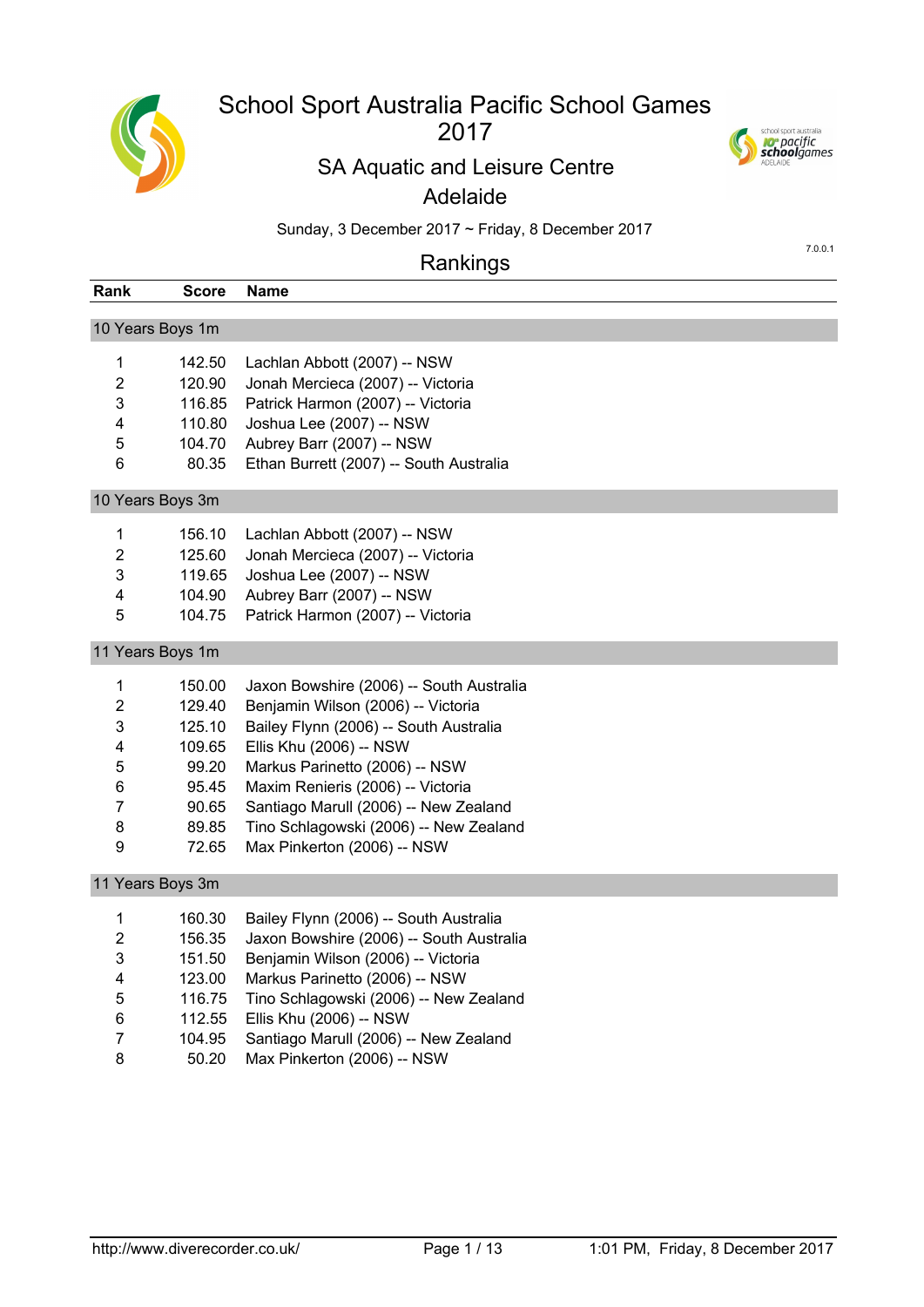# School Sport Australia Pacific School Games 2017

## SA Aquatic and Leisure Centre
## Adelaide

Sunday, 3 December 2017 ~ Friday, 8 December 2017

7.0.0.1

## Rankings

| Rank | Score | Name |
|---|---|---|
| **10 Years Boys 1m** | | |
| 1 | 142.50 | Lachlan Abbott (2007) -- NSW |
| 2 | 120.90 | Jonah Mercieca (2007) -- Victoria |
| 3 | 116.85 | Patrick Harmon (2007) -- Victoria |
| 4 | 110.80 | Joshua Lee (2007) -- NSW |
| 5 | 104.70 | Aubrey Barr (2007) -- NSW |
| 6 | 80.35 | Ethan Burrett (2007) -- South Australia |
| **10 Years Boys 3m** | | |
| 1 | 156.10 | Lachlan Abbott (2007) -- NSW |
| 2 | 125.60 | Jonah Mercieca (2007) -- Victoria |
| 3 | 119.65 | Joshua Lee (2007) -- NSW |
| 4 | 104.90 | Aubrey Barr (2007) -- NSW |
| 5 | 104.75 | Patrick Harmon (2007) -- Victoria |
| **11 Years Boys 1m** | | |
| 1 | 150.00 | Jaxon Bowshire (2006) -- South Australia |
| 2 | 129.40 | Benjamin Wilson (2006) -- Victoria |
| 3 | 125.10 | Bailey Flynn (2006) -- South Australia |
| 4 | 109.65 | Ellis Khu (2006) -- NSW |
| 5 | 99.20 | Markus Parinetto (2006) -- NSW |
| 6 | 95.45 | Maxim Renieris (2006) -- Victoria |
| 7 | 90.65 | Santiago Marull (2006) -- New Zealand |
| 8 | 89.85 | Tino Schlagowski (2006) -- New Zealand |
| 9 | 72.65 | Max Pinkerton (2006) -- NSW |
| **11 Years Boys 3m** | | |
| 1 | 160.30 | Bailey Flynn (2006) -- South Australia |
| 2 | 156.35 | Jaxon Bowshire (2006) -- South Australia |
| 3 | 151.50 | Benjamin Wilson (2006) -- Victoria |
| 4 | 123.00 | Markus Parinetto (2006) -- NSW |
| 5 | 116.75 | Tino Schlagowski (2006) -- New Zealand |
| 6 | 112.55 | Ellis Khu (2006) -- NSW |
| 7 | 104.95 | Santiago Marull (2006) -- New Zealand |
| 8 | 50.20 | Max Pinkerton (2006) -- NSW |

http://www.diverecorder.co.uk/ 1:01 PM, Friday, 8 December 2017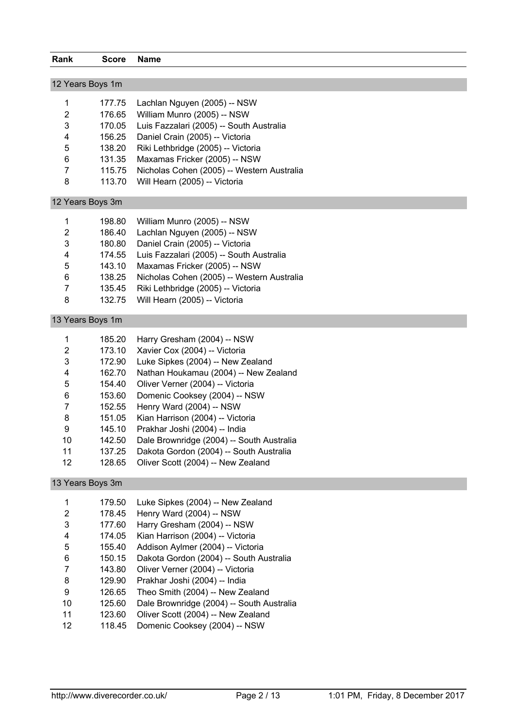| Rank | Score | Name |
|---|---|---|

## 12 Years Boys 1m

| Rank | Score | Name |
|---|---|---|
| 1 | 177.75 | Lachlan Nguyen (2005) -- NSW |
| 2 | 176.65 | William Munro (2005) -- NSW |
| 3 | 170.05 | Luis Fazzalari (2005) -- South Australia |
| 4 | 156.25 | Daniel Crain (2005) -- Victoria |
| 5 | 138.20 | Riki Lethbridge (2005) -- Victoria |
| 6 | 131.35 | Maxamas Fricker (2005) -- NSW |
| 7 | 115.75 | Nicholas Cohen (2005) -- Western Australia |
| 8 | 113.70 | Will Hearn (2005) -- Victoria |

## 12 Years Boys 3m

| Rank | Score | Name |
|---|---|---|
| 1 | 198.80 | William Munro (2005) -- NSW |
| 2 | 186.40 | Lachlan Nguyen (2005) -- NSW |
| 3 | 180.80 | Daniel Crain (2005) -- Victoria |
| 4 | 174.55 | Luis Fazzalari (2005) -- South Australia |
| 5 | 143.10 | Maxamas Fricker (2005) -- NSW |
| 6 | 138.25 | Nicholas Cohen (2005) -- Western Australia |
| 7 | 135.45 | Riki Lethbridge (2005) -- Victoria |
| 8 | 132.75 | Will Hearn (2005) -- Victoria |

## 13 Years Boys 1m

| Rank | Score | Name |
|---|---|---|
| 1 | 185.20 | Harry Gresham (2004) -- NSW |
| 2 | 173.10 | Xavier Cox (2004) -- Victoria |
| 3 | 172.90 | Luke Sipkes (2004) -- New Zealand |
| 4 | 162.70 | Nathan Houkamau (2004) -- New Zealand |
| 5 | 154.40 | Oliver Verner (2004) -- Victoria |
| 6 | 153.60 | Domenic Cooksey (2004) -- NSW |
| 7 | 152.55 | Henry Ward (2004) -- NSW |
| 8 | 151.05 | Kian Harrison (2004) -- Victoria |
| 9 | 145.10 | Prakhar Joshi (2004) -- India |
| 10 | 142.50 | Dale Brownridge (2004) -- South Australia |
| 11 | 137.25 | Dakota Gordon (2004) -- South Australia |
| 12 | 128.65 | Oliver Scott (2004) -- New Zealand |

## 13 Years Boys 3m

| Rank | Score | Name |
|---|---|---|
| 1 | 179.50 | Luke Sipkes (2004) -- New Zealand |
| 2 | 178.45 | Henry Ward (2004) -- NSW |
| 3 | 177.60 | Harry Gresham (2004) -- NSW |
| 4 | 174.05 | Kian Harrison (2004) -- Victoria |
| 5 | 155.40 | Addison Aylmer (2004) -- Victoria |
| 6 | 150.15 | Dakota Gordon (2004) -- South Australia |
| 7 | 143.80 | Oliver Verner (2004) -- Victoria |
| 8 | 129.90 | Prakhar Joshi (2004) -- India |
| 9 | 126.65 | Theo Smith (2004) -- New Zealand |
| 10 | 125.60 | Dale Brownridge (2004) -- South Australia |
| 11 | 123.60 | Oliver Scott (2004) -- New Zealand |
| 12 | 118.45 | Domenic Cooksey (2004) -- NSW |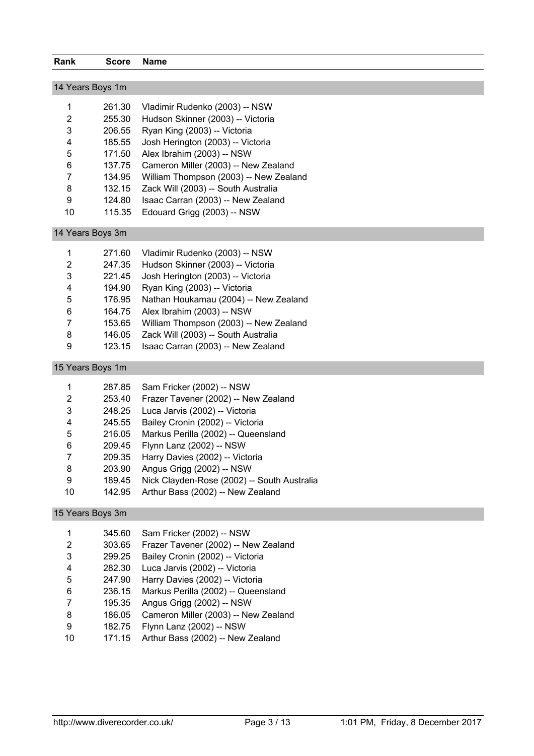| Rank | Score | Name |
|---|---|---|
| **14 Years Boys 1m** | | |
| 1 | 261.30 | Vladimir Rudenko (2003) -- NSW |
| 2 | 255.30 | Hudson Skinner (2003) -- Victoria |
| 3 | 206.55 | Ryan King (2003) -- Victoria |
| 4 | 185.55 | Josh Herington (2003) -- Victoria |
| 5 | 171.50 | Alex Ibrahim (2003) -- NSW |
| 6 | 137.75 | Cameron Miller (2003) -- New Zealand |
| 7 | 134.95 | William Thompson (2003) -- New Zealand |
| 8 | 132.15 | Zack Will (2003) -- South Australia |
| 9 | 124.80 | Isaac Carran (2003) -- New Zealand |
| 10 | 115.35 | Edouard Grigg (2003) -- NSW |
| **14 Years Boys 3m** | | |
| 1 | 271.60 | Vladimir Rudenko (2003) -- NSW |
| 2 | 247.35 | Hudson Skinner (2003) -- Victoria |
| 3 | 221.45 | Josh Herington (2003) -- Victoria |
| 4 | 194.90 | Ryan King (2003) -- Victoria |
| 5 | 176.95 | Nathan Houkamau (2004) -- New Zealand |
| 6 | 164.75 | Alex Ibrahim (2003) -- NSW |
| 7 | 153.65 | William Thompson (2003) -- New Zealand |
| 8 | 146.05 | Zack Will (2003) -- South Australia |
| 9 | 123.15 | Isaac Carran (2003) -- New Zealand |
| **15 Years Boys 1m** | | |
| 1 | 287.85 | Sam Fricker (2002) -- NSW |
| 2 | 253.40 | Frazer Tavener (2002) -- New Zealand |
| 3 | 248.25 | Luca Jarvis (2002) -- Victoria |
| 4 | 245.55 | Bailey Cronin (2002) -- Victoria |
| 5 | 216.05 | Markus Perilla (2002) -- Queensland |
| 6 | 209.45 | Flynn Lanz (2002) -- NSW |
| 7 | 209.35 | Harry Davies (2002) -- Victoria |
| 8 | 203.90 | Angus Grigg (2002) -- NSW |
| 9 | 189.45 | Nick Clayden-Rose (2002) -- South Australia |
| 10 | 142.95 | Arthur Bass (2002) -- New Zealand |
| **15 Years Boys 3m** | | |
| 1 | 345.60 | Sam Fricker (2002) -- NSW |
| 2 | 303.65 | Frazer Tavener (2002) -- New Zealand |
| 3 | 299.25 | Bailey Cronin (2002) -- Victoria |
| 4 | 282.30 | Luca Jarvis (2002) -- Victoria |
| 5 | 247.90 | Harry Davies (2002) -- Victoria |
| 6 | 236.15 | Markus Perilla (2002) -- Queensland |
| 7 | 195.35 | Angus Grigg (2002) -- NSW |
| 8 | 186.05 | Cameron Miller (2003) -- New Zealand |
| 9 | 182.75 | Flynn Lanz (2002) -- NSW |
| 10 | 171.15 | Arthur Bass (2002) -- New Zealand |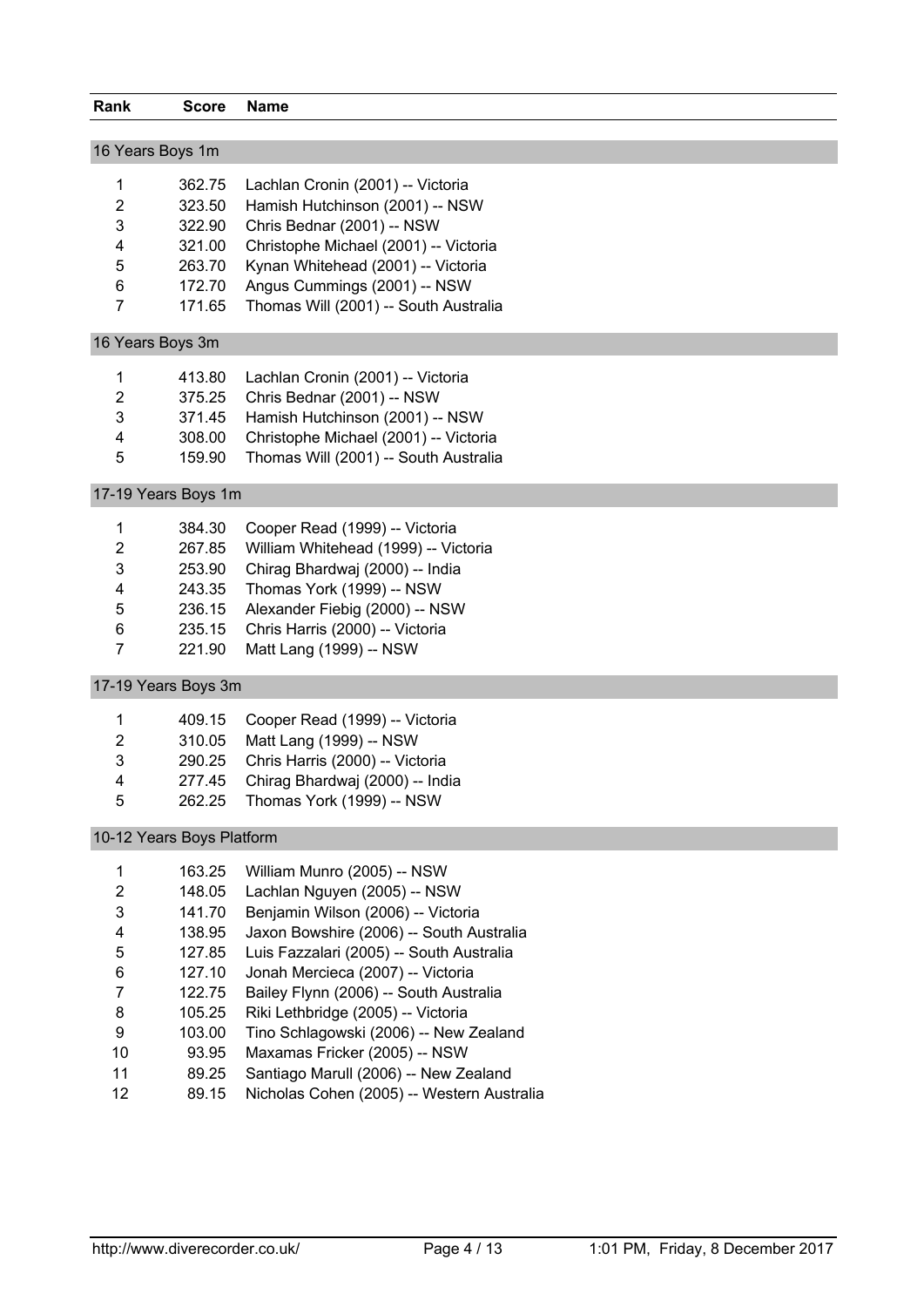| Rank | Score | Name |
|---|---|---|
| **16 Years Boys 1m** | | |
| 1 | 362.75 | Lachlan Cronin (2001) -- Victoria |
| 2 | 323.50 | Hamish Hutchinson (2001) -- NSW |
| 3 | 322.90 | Chris Bednar (2001) -- NSW |
| 4 | 321.00 | Christophe Michael (2001) -- Victoria |
| 5 | 263.70 | Kynan Whitehead (2001) -- Victoria |
| 6 | 172.70 | Angus Cummings (2001) -- NSW |
| 7 | 171.65 | Thomas Will (2001) -- South Australia |
| **16 Years Boys 3m** | | |
| 1 | 413.80 | Lachlan Cronin (2001) -- Victoria |
| 2 | 375.25 | Chris Bednar (2001) -- NSW |
| 3 | 371.45 | Hamish Hutchinson (2001) -- NSW |
| 4 | 308.00 | Christophe Michael (2001) -- Victoria |
| 5 | 159.90 | Thomas Will (2001) -- South Australia |
| **17-19 Years Boys 1m** | | |
| 1 | 384.30 | Cooper Read (1999) -- Victoria |
| 2 | 267.85 | William Whitehead (1999) -- Victoria |
| 3 | 253.90 | Chirag Bhardwaj (2000) -- India |
| 4 | 243.35 | Thomas York (1999) -- NSW |
| 5 | 236.15 | Alexander Fiebig (2000) -- NSW |
| 6 | 235.15 | Chris Harris (2000) -- Victoria |
| 7 | 221.90 | Matt Lang (1999) -- NSW |
| **17-19 Years Boys 3m** | | |
| 1 | 409.15 | Cooper Read (1999) -- Victoria |
| 2 | 310.05 | Matt Lang (1999) -- NSW |
| 3 | 290.25 | Chris Harris (2000) -- Victoria |
| 4 | 277.45 | Chirag Bhardwaj (2000) -- India |
| 5 | 262.25 | Thomas York (1999) -- NSW |
| **10-12 Years Boys Platform** | | |
| 1 | 163.25 | William Munro (2005) -- NSW |
| 2 | 148.05 | Lachlan Nguyen (2005) -- NSW |
| 3 | 141.70 | Benjamin Wilson (2006) -- Victoria |
| 4 | 138.95 | Jaxon Bowshire (2006) -- South Australia |
| 5 | 127.85 | Luis Fazzalari (2005) -- South Australia |
| 6 | 127.10 | Jonah Mercieca (2007) -- Victoria |
| 7 | 122.75 | Bailey Flynn (2006) -- South Australia |
| 8 | 105.25 | Riki Lethbridge (2005) -- Victoria |
| 9 | 103.00 | Tino Schlagowski (2006) -- New Zealand |
| 10 | 93.95 | Maxamas Fricker (2005) -- NSW |
| 11 | 89.25 | Santiago Marull (2006) -- New Zealand |
| 12 | 89.15 | Nicholas Cohen (2005) -- Western Australia |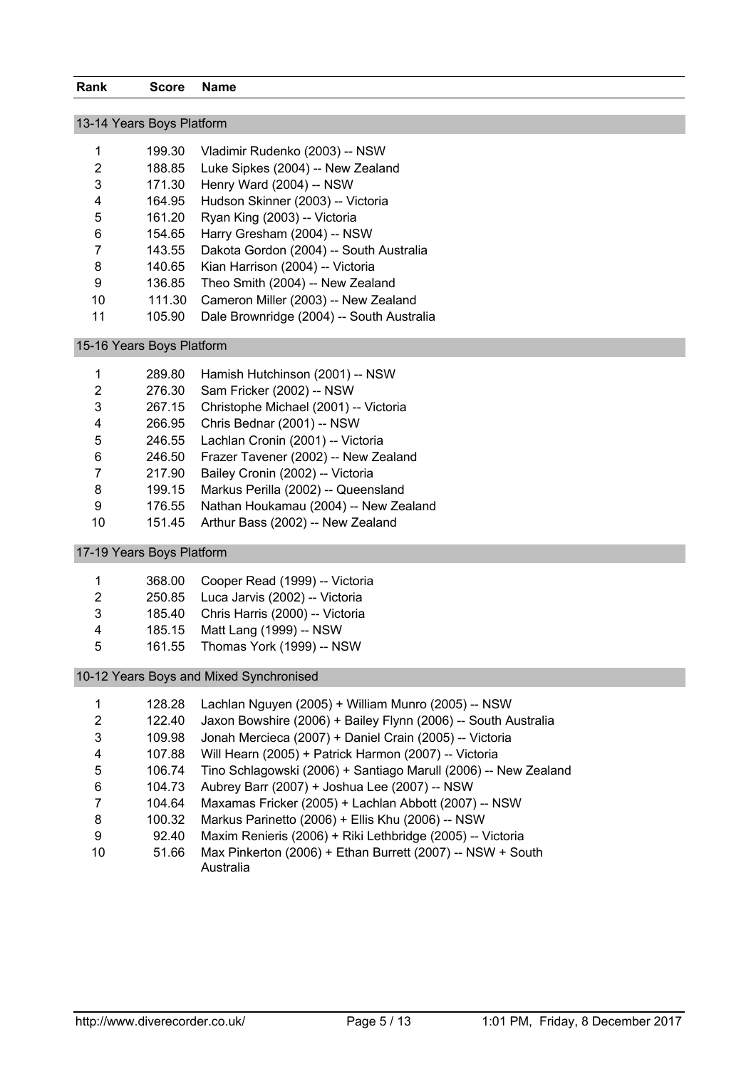| Rank | Score | Name |
|---|---|---|
| **13-14 Years Boys Platform** | | |
| 1 | 199.30 | Vladimir Rudenko (2003) -- NSW |
| 2 | 188.85 | Luke Sipkes (2004) -- New Zealand |
| 3 | 171.30 | Henry Ward (2004) -- NSW |
| 4 | 164.95 | Hudson Skinner (2003) -- Victoria |
| 5 | 161.20 | Ryan King (2003) -- Victoria |
| 6 | 154.65 | Harry Gresham (2004) -- NSW |
| 7 | 143.55 | Dakota Gordon (2004) -- South Australia |
| 8 | 140.65 | Kian Harrison (2004) -- Victoria |
| 9 | 136.85 | Theo Smith (2004) -- New Zealand |
| 10 | 111.30 | Cameron Miller (2003) -- New Zealand |
| 11 | 105.90 | Dale Brownridge (2004) -- South Australia |
| **15-16 Years Boys Platform** | | |
| 1 | 289.80 | Hamish Hutchinson (2001) -- NSW |
| 2 | 276.30 | Sam Fricker (2002) -- NSW |
| 3 | 267.15 | Christophe Michael (2001) -- Victoria |
| 4 | 266.95 | Chris Bednar (2001) -- NSW |
| 5 | 246.55 | Lachlan Cronin (2001) -- Victoria |
| 6 | 246.50 | Frazer Tavener (2002) -- New Zealand |
| 7 | 217.90 | Bailey Cronin (2002) -- Victoria |
| 8 | 199.15 | Markus Perilla (2002) -- Queensland |
| 9 | 176.55 | Nathan Houkamau (2004) -- New Zealand |
| 10 | 151.45 | Arthur Bass (2002) -- New Zealand |
| **17-19 Years Boys Platform** | | |
| 1 | 368.00 | Cooper Read (1999) -- Victoria |
| 2 | 250.85 | Luca Jarvis (2002) -- Victoria |
| 3 | 185.40 | Chris Harris (2000) -- Victoria |
| 4 | 185.15 | Matt Lang (1999) -- NSW |
| 5 | 161.55 | Thomas York (1999) -- NSW |
| **10-12 Years Boys and Mixed Synchronised** | | |
| 1 | 128.28 | Lachlan Nguyen (2005) + William Munro (2005) -- NSW |
| 2 | 122.40 | Jaxon Bowshire (2006) + Bailey Flynn (2006) -- South Australia |
| 3 | 109.98 | Jonah Mercieca (2007) + Daniel Crain (2005) -- Victoria |
| 4 | 107.88 | Will Hearn (2005) + Patrick Harmon (2007) -- Victoria |
| 5 | 106.74 | Tino Schlagowski (2006) + Santiago Marull (2006) -- New Zealand |
| 6 | 104.73 | Aubrey Barr (2007) + Joshua Lee (2007) -- NSW |
| 7 | 104.64 | Maxamas Fricker (2005) + Lachlan Abbott (2007) -- NSW |
| 8 | 100.32 | Markus Parinetto (2006) + Ellis Khu (2006) -- NSW |
| 9 | 92.40 | Maxim Renieris (2006) + Riki Lethbridge (2005) -- Victoria |
| 10 | 51.66 | Max Pinkerton (2006) + Ethan Burrett (2007) -- NSW + South Australia |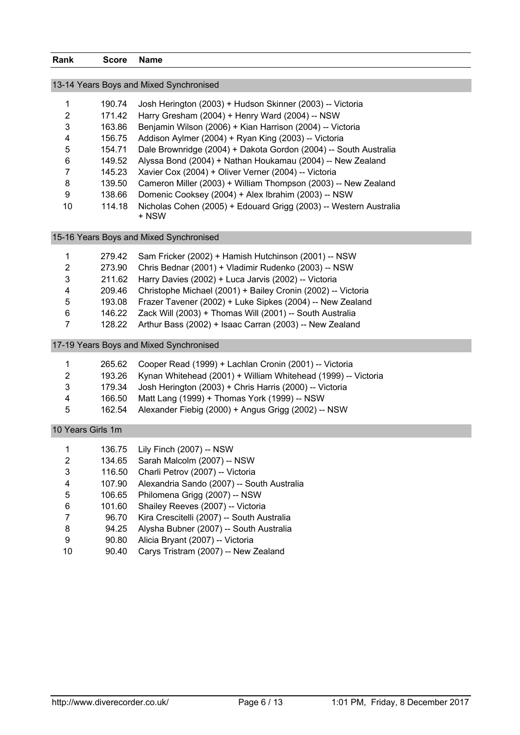| Rank | Score | Name |
|---|---|---|

## 13-14 Years Boys and Mixed Synchronised

| Rank | Score | Name |
|---|---|---|
| 1 | 190.74 | Josh Herington (2003) + Hudson Skinner (2003) -- Victoria |
| 2 | 171.42 | Harry Gresham (2004) + Henry Ward (2004) -- NSW |
| 3 | 163.86 | Benjamin Wilson (2006) + Kian Harrison (2004) -- Victoria |
| 4 | 156.75 | Addison Aylmer (2004) + Ryan King (2003) -- Victoria |
| 5 | 154.71 | Dale Brownridge (2004) + Dakota Gordon (2004) -- South Australia |
| 6 | 149.52 | Alyssa Bond (2004) + Nathan Houkamau (2004) -- New Zealand |
| 7 | 145.23 | Xavier Cox (2004) + Oliver Verner (2004) -- Victoria |
| 8 | 139.50 | Cameron Miller (2003) + William Thompson (2003) -- New Zealand |
| 9 | 138.66 | Domenic Cooksey (2004) + Alex Ibrahim (2003) -- NSW |
| 10 | 114.18 | Nicholas Cohen (2005) + Edouard Grigg (2003) -- Western Australia + NSW |

## 15-16 Years Boys and Mixed Synchronised

| Rank | Score | Name |
|---|---|---|
| 1 | 279.42 | Sam Fricker (2002) + Hamish Hutchinson (2001) -- NSW |
| 2 | 273.90 | Chris Bednar (2001) + Vladimir Rudenko (2003) -- NSW |
| 3 | 211.62 | Harry Davies (2002) + Luca Jarvis (2002) -- Victoria |
| 4 | 209.46 | Christophe Michael (2001) + Bailey Cronin (2002) -- Victoria |
| 5 | 193.08 | Frazer Tavener (2002) + Luke Sipkes (2004) -- New Zealand |
| 6 | 146.22 | Zack Will (2003) + Thomas Will (2001) -- South Australia |
| 7 | 128.22 | Arthur Bass (2002) + Isaac Carran (2003) -- New Zealand |

## 17-19 Years Boys and Mixed Synchronised

| Rank | Score | Name |
|---|---|---|
| 1 | 265.62 | Cooper Read (1999) + Lachlan Cronin (2001) -- Victoria |
| 2 | 193.26 | Kynan Whitehead (2001) + William Whitehead (1999) -- Victoria |
| 3 | 179.34 | Josh Herington (2003) + Chris Harris (2000) -- Victoria |
| 4 | 166.50 | Matt Lang (1999) + Thomas York (1999) -- NSW |
| 5 | 162.54 | Alexander Fiebig (2000) + Angus Grigg (2002) -- NSW |

## 10 Years Girls 1m

| Rank | Score | Name |
|---|---|---|
| 1 | 136.75 | Lily Finch (2007) -- NSW |
| 2 | 134.65 | Sarah Malcolm (2007) -- NSW |
| 3 | 116.50 | Charli Petrov (2007) -- Victoria |
| 4 | 107.90 | Alexandria Sando (2007) -- South Australia |
| 5 | 106.65 | Philomena Grigg (2007) -- NSW |
| 6 | 101.60 | Shailey Reeves (2007) -- Victoria |
| 7 | 96.70 | Kira Crescitelli (2007) -- South Australia |
| 8 | 94.25 | Alysha Bubner (2007) -- South Australia |
| 9 | 90.80 | Alicia Bryant (2007) -- Victoria |
| 10 | 90.40 | Carys Tristram (2007) -- New Zealand |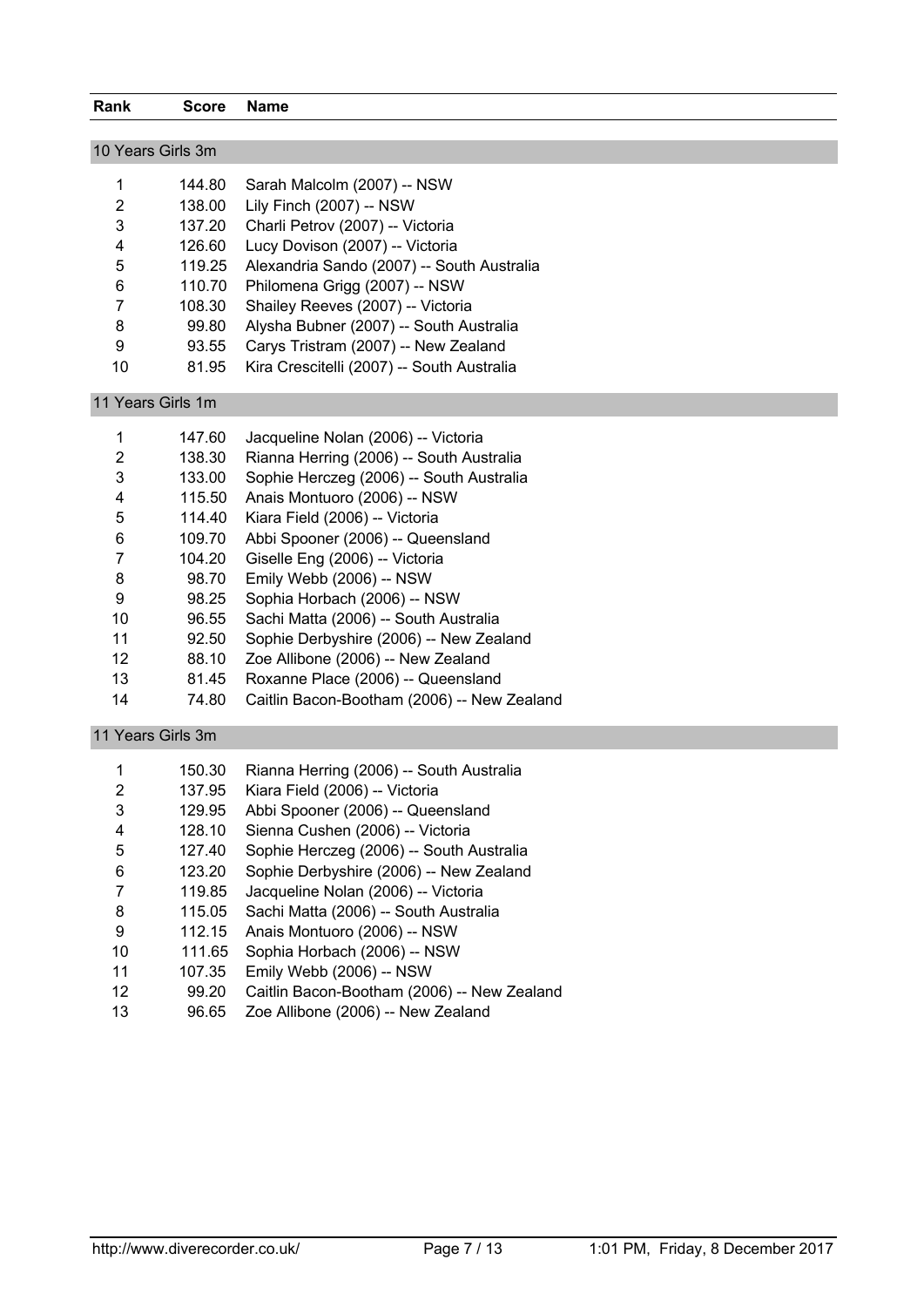| Rank | Score | Name |
|---|---|---|
| **10 Years Girls 3m** | | |
| 1 | 144.80 | Sarah Malcolm (2007) -- NSW |
| 2 | 138.00 | Lily Finch (2007) -- NSW |
| 3 | 137.20 | Charli Petrov (2007) -- Victoria |
| 4 | 126.60 | Lucy Dovison (2007) -- Victoria |
| 5 | 119.25 | Alexandria Sando (2007) -- South Australia |
| 6 | 110.70 | Philomena Grigg (2007) -- NSW |
| 7 | 108.30 | Shailey Reeves (2007) -- Victoria |
| 8 | 99.80 | Alysha Bubner (2007) -- South Australia |
| 9 | 93.55 | Carys Tristram (2007) -- New Zealand |
| 10 | 81.95 | Kira Crescitelli (2007) -- South Australia |
| **11 Years Girls 1m** | | |
| 1 | 147.60 | Jacqueline Nolan (2006) -- Victoria |
| 2 | 138.30 | Rianna Herring (2006) -- South Australia |
| 3 | 133.00 | Sophie Herczeg (2006) -- South Australia |
| 4 | 115.50 | Anais Montuoro (2006) -- NSW |
| 5 | 114.40 | Kiara Field (2006) -- Victoria |
| 6 | 109.70 | Abbi Spooner (2006) -- Queensland |
| 7 | 104.20 | Giselle Eng (2006) -- Victoria |
| 8 | 98.70 | Emily Webb (2006) -- NSW |
| 9 | 98.25 | Sophia Horbach (2006) -- NSW |
| 10 | 96.55 | Sachi Matta (2006) -- South Australia |
| 11 | 92.50 | Sophie Derbyshire (2006) -- New Zealand |
| 12 | 88.10 | Zoe Allibone (2006) -- New Zealand |
| 13 | 81.45 | Roxanne Place (2006) -- Queensland |
| 14 | 74.80 | Caitlin Bacon-Bootham (2006) -- New Zealand |
| **11 Years Girls 3m** | | |
| 1 | 150.30 | Rianna Herring (2006) -- South Australia |
| 2 | 137.95 | Kiara Field (2006) -- Victoria |
| 3 | 129.95 | Abbi Spooner (2006) -- Queensland |
| 4 | 128.10 | Sienna Cushen (2006) -- Victoria |
| 5 | 127.40 | Sophie Herczeg (2006) -- South Australia |
| 6 | 123.20 | Sophie Derbyshire (2006) -- New Zealand |
| 7 | 119.85 | Jacqueline Nolan (2006) -- Victoria |
| 8 | 115.05 | Sachi Matta (2006) -- South Australia |
| 9 | 112.15 | Anais Montuoro (2006) -- NSW |
| 10 | 111.65 | Sophia Horbach (2006) -- NSW |
| 11 | 107.35 | Emily Webb (2006) -- NSW |
| 12 | 99.20 | Caitlin Bacon-Bootham (2006) -- New Zealand |
| 13 | 96.65 | Zoe Allibone (2006) -- New Zealand |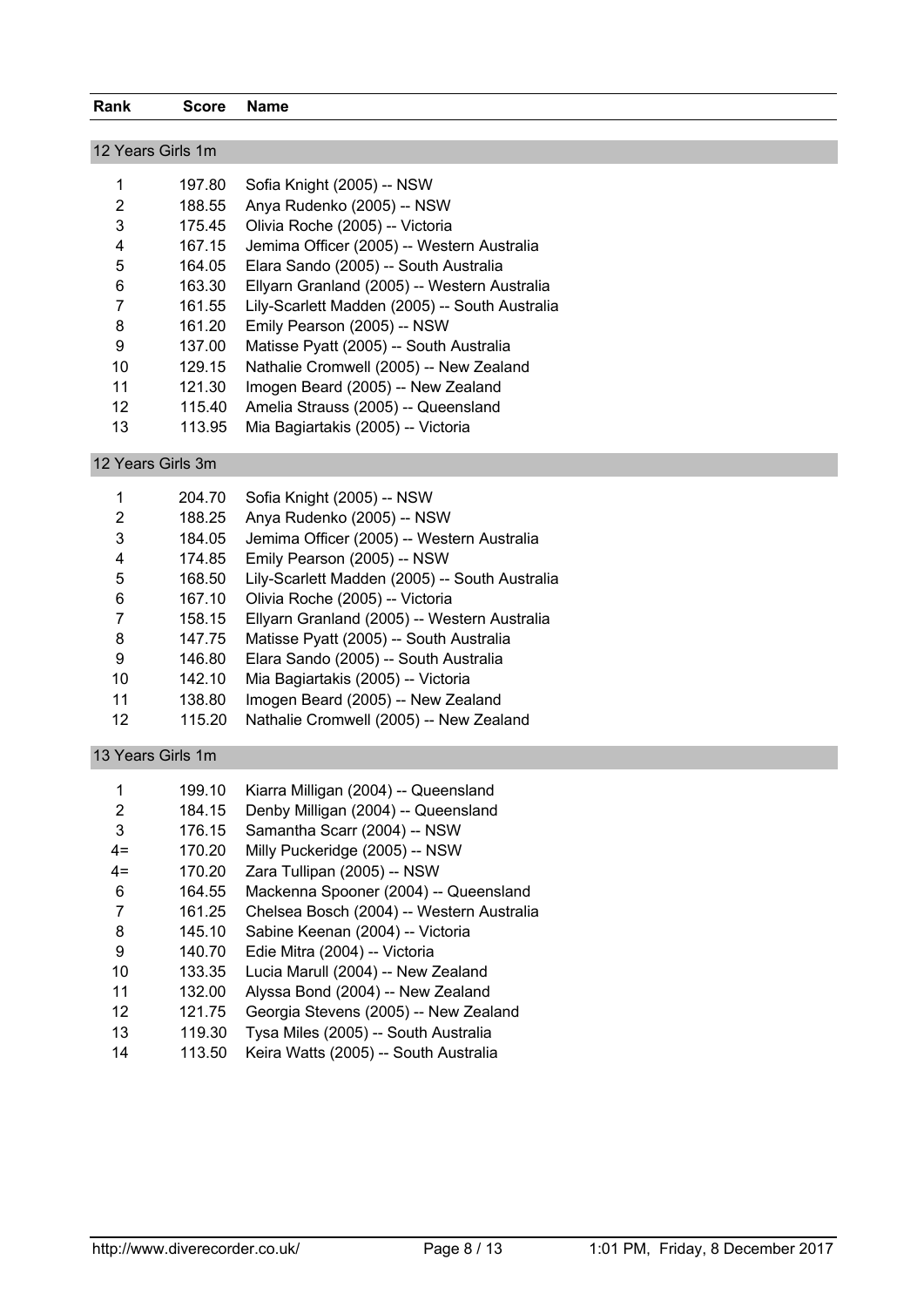| Rank | Score | Name |
| --- | --- | --- |
| **12 Years Girls 1m** | | |
| 1 | 197.80 | Sofia Knight (2005) -- NSW |
| 2 | 188.55 | Anya Rudenko (2005) -- NSW |
| 3 | 175.45 | Olivia Roche (2005) -- Victoria |
| 4 | 167.15 | Jemima Officer (2005) -- Western Australia |
| 5 | 164.05 | Elara Sando (2005) -- South Australia |
| 6 | 163.30 | Ellyarn Granland (2005) -- Western Australia |
| 7 | 161.55 | Lily-Scarlett Madden (2005) -- South Australia |
| 8 | 161.20 | Emily Pearson (2005) -- NSW |
| 9 | 137.00 | Matisse Pyatt (2005) -- South Australia |
| 10 | 129.15 | Nathalie Cromwell (2005) -- New Zealand |
| 11 | 121.30 | Imogen Beard (2005) -- New Zealand |
| 12 | 115.40 | Amelia Strauss (2005) -- Queensland |
| 13 | 113.95 | Mia Bagiartakis (2005) -- Victoria |
| **12 Years Girls 3m** | | |
| 1 | 204.70 | Sofia Knight (2005) -- NSW |
| 2 | 188.25 | Anya Rudenko (2005) -- NSW |
| 3 | 184.05 | Jemima Officer (2005) -- Western Australia |
| 4 | 174.85 | Emily Pearson (2005) -- NSW |
| 5 | 168.50 | Lily-Scarlett Madden (2005) -- South Australia |
| 6 | 167.10 | Olivia Roche (2005) -- Victoria |
| 7 | 158.15 | Ellyarn Granland (2005) -- Western Australia |
| 8 | 147.75 | Matisse Pyatt (2005) -- South Australia |
| 9 | 146.80 | Elara Sando (2005) -- South Australia |
| 10 | 142.10 | Mia Bagiartakis (2005) -- Victoria |
| 11 | 138.80 | Imogen Beard (2005) -- New Zealand |
| 12 | 115.20 | Nathalie Cromwell (2005) -- New Zealand |
| **13 Years Girls 1m** | | |
| 1 | 199.10 | Kiarra Milligan (2004) -- Queensland |
| 2 | 184.15 | Denby Milligan (2004) -- Queensland |
| 3 | 176.15 | Samantha Scarr (2004) -- NSW |
| 4= | 170.20 | Milly Puckeridge (2005) -- NSW |
| 4= | 170.20 | Zara Tullipan (2005) -- NSW |
| 6 | 164.55 | Mackenna Spooner (2004) -- Queensland |
| 7 | 161.25 | Chelsea Bosch (2004) -- Western Australia |
| 8 | 145.10 | Sabine Keenan (2004) -- Victoria |
| 9 | 140.70 | Edie Mitra (2004) -- Victoria |
| 10 | 133.35 | Lucia Marull (2004) -- New Zealand |
| 11 | 132.00 | Alyssa Bond (2004) -- New Zealand |
| 12 | 121.75 | Georgia Stevens (2005) -- New Zealand |
| 13 | 119.30 | Tysa Miles (2005) -- South Australia |
| 14 | 113.50 | Keira Watts (2005) -- South Australia |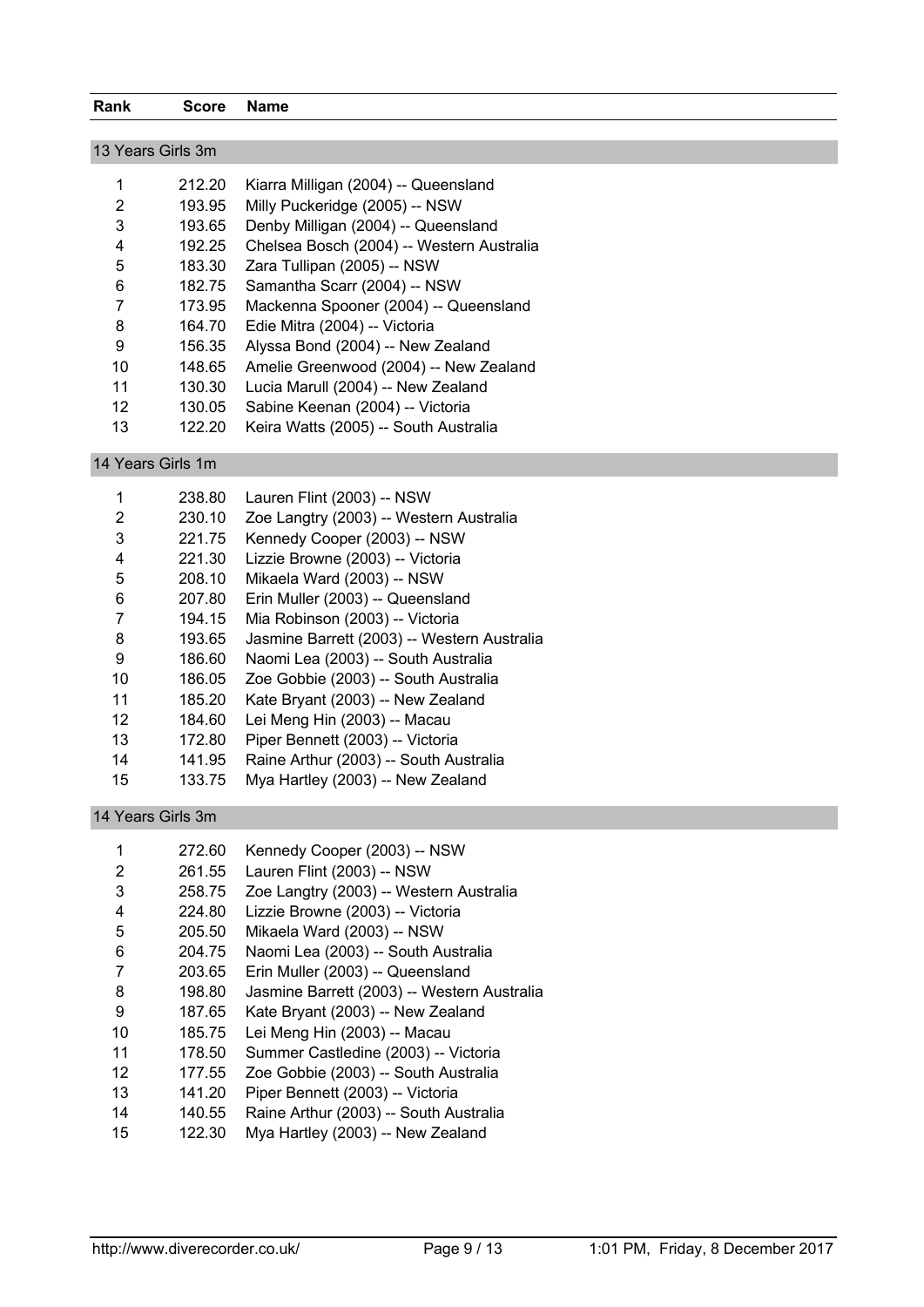| Rank | Score | Name |
|---|---|---|
| **13 Years Girls 3m** | | |
| 1 | 212.20 | Kiarra Milligan (2004) -- Queensland |
| 2 | 193.95 | Milly Puckeridge (2005) -- NSW |
| 3 | 193.65 | Denby Milligan (2004) -- Queensland |
| 4 | 192.25 | Chelsea Bosch (2004) -- Western Australia |
| 5 | 183.30 | Zara Tullipan (2005) -- NSW |
| 6 | 182.75 | Samantha Scarr (2004) -- NSW |
| 7 | 173.95 | Mackenna Spooner (2004) -- Queensland |
| 8 | 164.70 | Edie Mitra (2004) -- Victoria |
| 9 | 156.35 | Alyssa Bond (2004) -- New Zealand |
| 10 | 148.65 | Amelie Greenwood (2004) -- New Zealand |
| 11 | 130.30 | Lucia Marull (2004) -- New Zealand |
| 12 | 130.05 | Sabine Keenan (2004) -- Victoria |
| 13 | 122.20 | Keira Watts (2005) -- South Australia |
| **14 Years Girls 1m** | | |
| 1 | 238.80 | Lauren Flint (2003) -- NSW |
| 2 | 230.10 | Zoe Langtry (2003) -- Western Australia |
| 3 | 221.75 | Kennedy Cooper (2003) -- NSW |
| 4 | 221.30 | Lizzie Browne (2003) -- Victoria |
| 5 | 208.10 | Mikaela Ward (2003) -- NSW |
| 6 | 207.80 | Erin Muller (2003) -- Queensland |
| 7 | 194.15 | Mia Robinson (2003) -- Victoria |
| 8 | 193.65 | Jasmine Barrett (2003) -- Western Australia |
| 9 | 186.60 | Naomi Lea (2003) -- South Australia |
| 10 | 186.05 | Zoe Gobbie (2003) -- South Australia |
| 11 | 185.20 | Kate Bryant (2003) -- New Zealand |
| 12 | 184.60 | Lei Meng Hin (2003) -- Macau |
| 13 | 172.80 | Piper Bennett (2003) -- Victoria |
| 14 | 141.95 | Raine Arthur (2003) -- South Australia |
| 15 | 133.75 | Mya Hartley (2003) -- New Zealand |
| **14 Years Girls 3m** | | |
| 1 | 272.60 | Kennedy Cooper (2003) -- NSW |
| 2 | 261.55 | Lauren Flint (2003) -- NSW |
| 3 | 258.75 | Zoe Langtry (2003) -- Western Australia |
| 4 | 224.80 | Lizzie Browne (2003) -- Victoria |
| 5 | 205.50 | Mikaela Ward (2003) -- NSW |
| 6 | 204.75 | Naomi Lea (2003) -- South Australia |
| 7 | 203.65 | Erin Muller (2003) -- Queensland |
| 8 | 198.80 | Jasmine Barrett (2003) -- Western Australia |
| 9 | 187.65 | Kate Bryant (2003) -- New Zealand |
| 10 | 185.75 | Lei Meng Hin (2003) -- Macau |
| 11 | 178.50 | Summer Castledine (2003) -- Victoria |
| 12 | 177.55 | Zoe Gobbie (2003) -- South Australia |
| 13 | 141.20 | Piper Bennett (2003) -- Victoria |
| 14 | 140.55 | Raine Arthur (2003) -- South Australia |
| 15 | 122.30 | Mya Hartley (2003) -- New Zealand |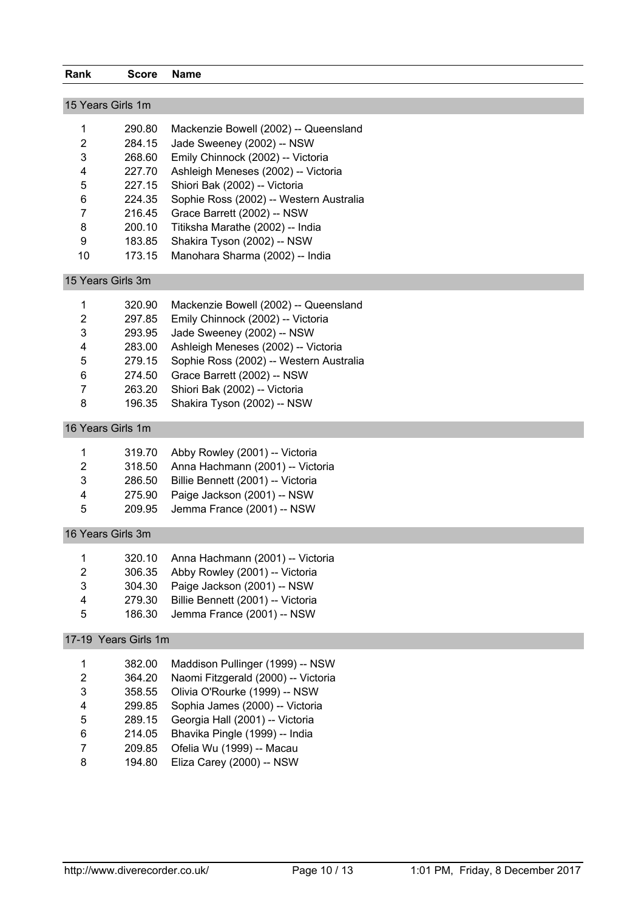| Rank | Score | Name |
|---|---|---|
| **15 Years Girls 1m** | | |
| 1 | 290.80 | Mackenzie Bowell (2002) -- Queensland |
| 2 | 284.15 | Jade Sweeney (2002) -- NSW |
| 3 | 268.60 | Emily Chinnock (2002) -- Victoria |
| 4 | 227.70 | Ashleigh Meneses (2002) -- Victoria |
| 5 | 227.15 | Shiori Bak (2002) -- Victoria |
| 6 | 224.35 | Sophie Ross (2002) -- Western Australia |
| 7 | 216.45 | Grace Barrett (2002) -- NSW |
| 8 | 200.10 | Titiksha Marathe (2002) -- India |
| 9 | 183.85 | Shakira Tyson (2002) -- NSW |
| 10 | 173.15 | Manohara Sharma (2002) -- India |
| **15 Years Girls 3m** | | |
| 1 | 320.90 | Mackenzie Bowell (2002) -- Queensland |
| 2 | 297.85 | Emily Chinnock (2002) -- Victoria |
| 3 | 293.95 | Jade Sweeney (2002) -- NSW |
| 4 | 283.00 | Ashleigh Meneses (2002) -- Victoria |
| 5 | 279.15 | Sophie Ross (2002) -- Western Australia |
| 6 | 274.50 | Grace Barrett (2002) -- NSW |
| 7 | 263.20 | Shiori Bak (2002) -- Victoria |
| 8 | 196.35 | Shakira Tyson (2002) -- NSW |
| **16 Years Girls 1m** | | |
| 1 | 319.70 | Abby Rowley (2001) -- Victoria |
| 2 | 318.50 | Anna Hachmann (2001) -- Victoria |
| 3 | 286.50 | Billie Bennett (2001) -- Victoria |
| 4 | 275.90 | Paige Jackson (2001) -- NSW |
| 5 | 209.95 | Jemma France (2001) -- NSW |
| **16 Years Girls 3m** | | |
| 1 | 320.10 | Anna Hachmann (2001) -- Victoria |
| 2 | 306.35 | Abby Rowley (2001) -- Victoria |
| 3 | 304.30 | Paige Jackson (2001) -- NSW |
| 4 | 279.30 | Billie Bennett (2001) -- Victoria |
| 5 | 186.30 | Jemma France (2001) -- NSW |
| **17-19 Years Girls 1m** | | |
| 1 | 382.00 | Maddison Pullinger (1999) -- NSW |
| 2 | 364.20 | Naomi Fitzgerald (2000) -- Victoria |
| 3 | 358.55 | Olivia O'Rourke (1999) -- NSW |
| 4 | 299.85 | Sophia James (2000) -- Victoria |
| 5 | 289.15 | Georgia Hall (2001) -- Victoria |
| 6 | 214.05 | Bhavika Pingle (1999) -- India |
| 7 | 209.85 | Ofelia Wu (1999) -- Macau |
| 8 | 194.80 | Eliza Carey (2000) -- NSW |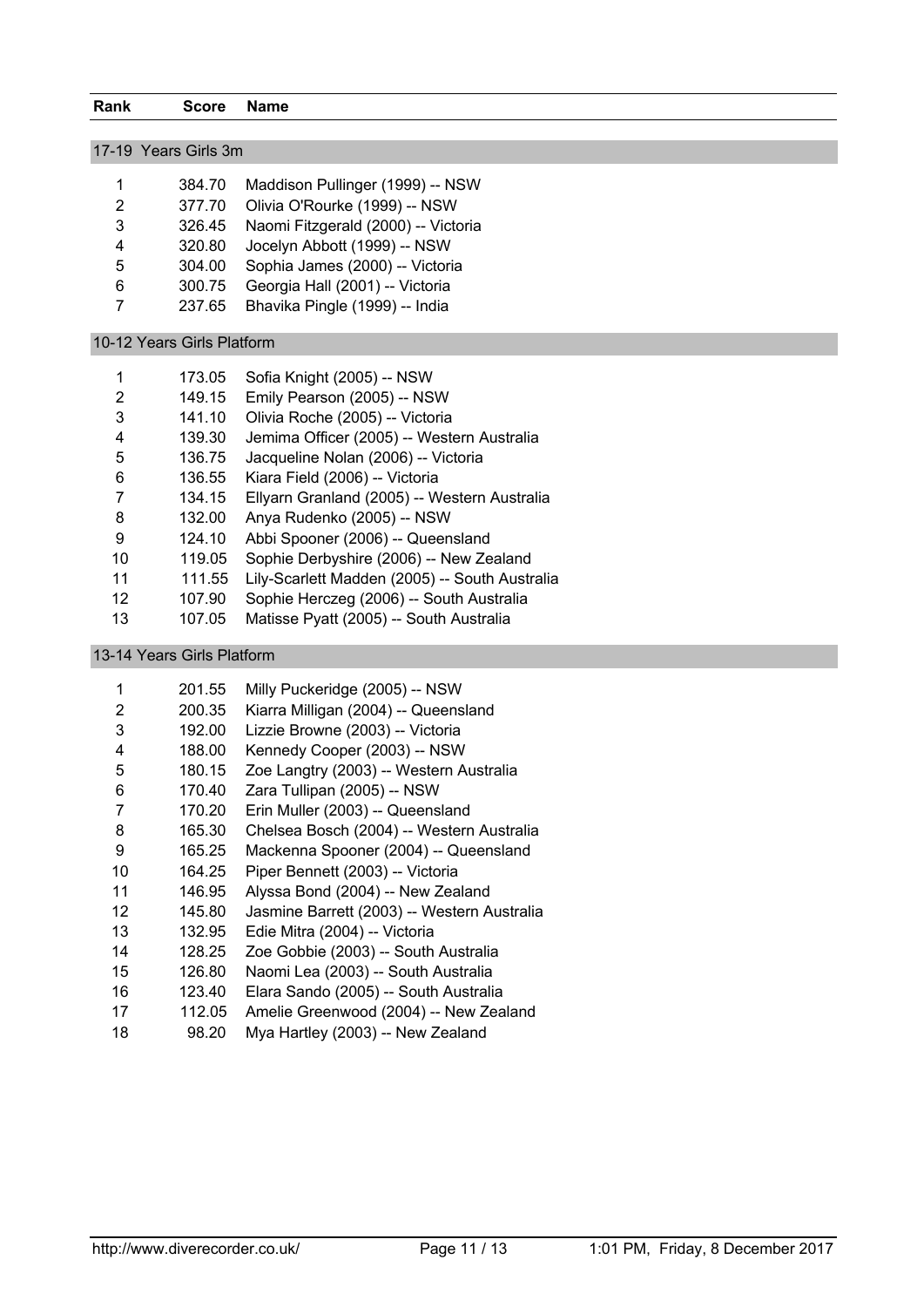| Rank | Score | Name |
|---|---|---|

## 17-19 Years Girls 3m

| Rank | Score | Name |
|---|---|---|
| 1 | 384.70 | Maddison Pullinger (1999) -- NSW |
| 2 | 377.70 | Olivia O'Rourke (1999) -- NSW |
| 3 | 326.45 | Naomi Fitzgerald (2000) -- Victoria |
| 4 | 320.80 | Jocelyn Abbott (1999) -- NSW |
| 5 | 304.00 | Sophia James (2000) -- Victoria |
| 6 | 300.75 | Georgia Hall (2001) -- Victoria |
| 7 | 237.65 | Bhavika Pingle (1999) -- India |

## 10-12 Years Girls Platform

| Rank | Score | Name |
|---|---|---|
| 1 | 173.05 | Sofia Knight (2005) -- NSW |
| 2 | 149.15 | Emily Pearson (2005) -- NSW |
| 3 | 141.10 | Olivia Roche (2005) -- Victoria |
| 4 | 139.30 | Jemima Officer (2005) -- Western Australia |
| 5 | 136.75 | Jacqueline Nolan (2006) -- Victoria |
| 6 | 136.55 | Kiara Field (2006) -- Victoria |
| 7 | 134.15 | Ellyarn Granland (2005) -- Western Australia |
| 8 | 132.00 | Anya Rudenko (2005) -- NSW |
| 9 | 124.10 | Abbi Spooner (2006) -- Queensland |
| 10 | 119.05 | Sophie Derbyshire (2006) -- New Zealand |
| 11 | 111.55 | Lily-Scarlett Madden (2005) -- South Australia |
| 12 | 107.90 | Sophie Herczeg (2006) -- South Australia |
| 13 | 107.05 | Matisse Pyatt (2005) -- South Australia |

## 13-14 Years Girls Platform

| Rank | Score | Name |
|---|---|---|
| 1 | 201.55 | Milly Puckeridge (2005) -- NSW |
| 2 | 200.35 | Kiarra Milligan (2004) -- Queensland |
| 3 | 192.00 | Lizzie Browne (2003) -- Victoria |
| 4 | 188.00 | Kennedy Cooper (2003) -- NSW |
| 5 | 180.15 | Zoe Langtry (2003) -- Western Australia |
| 6 | 170.40 | Zara Tullipan (2005) -- NSW |
| 7 | 170.20 | Erin Muller (2003) -- Queensland |
| 8 | 165.30 | Chelsea Bosch (2004) -- Western Australia |
| 9 | 165.25 | Mackenna Spooner (2004) -- Queensland |
| 10 | 164.25 | Piper Bennett (2003) -- Victoria |
| 11 | 146.95 | Alyssa Bond (2004) -- New Zealand |
| 12 | 145.80 | Jasmine Barrett (2003) -- Western Australia |
| 13 | 132.95 | Edie Mitra (2004) -- Victoria |
| 14 | 128.25 | Zoe Gobbie (2003) -- South Australia |
| 15 | 126.80 | Naomi Lea (2003) -- South Australia |
| 16 | 123.40 | Elara Sando (2005) -- South Australia |
| 17 | 112.05 | Amelie Greenwood (2004) -- New Zealand |
| 18 | 98.20 | Mya Hartley (2003) -- New Zealand |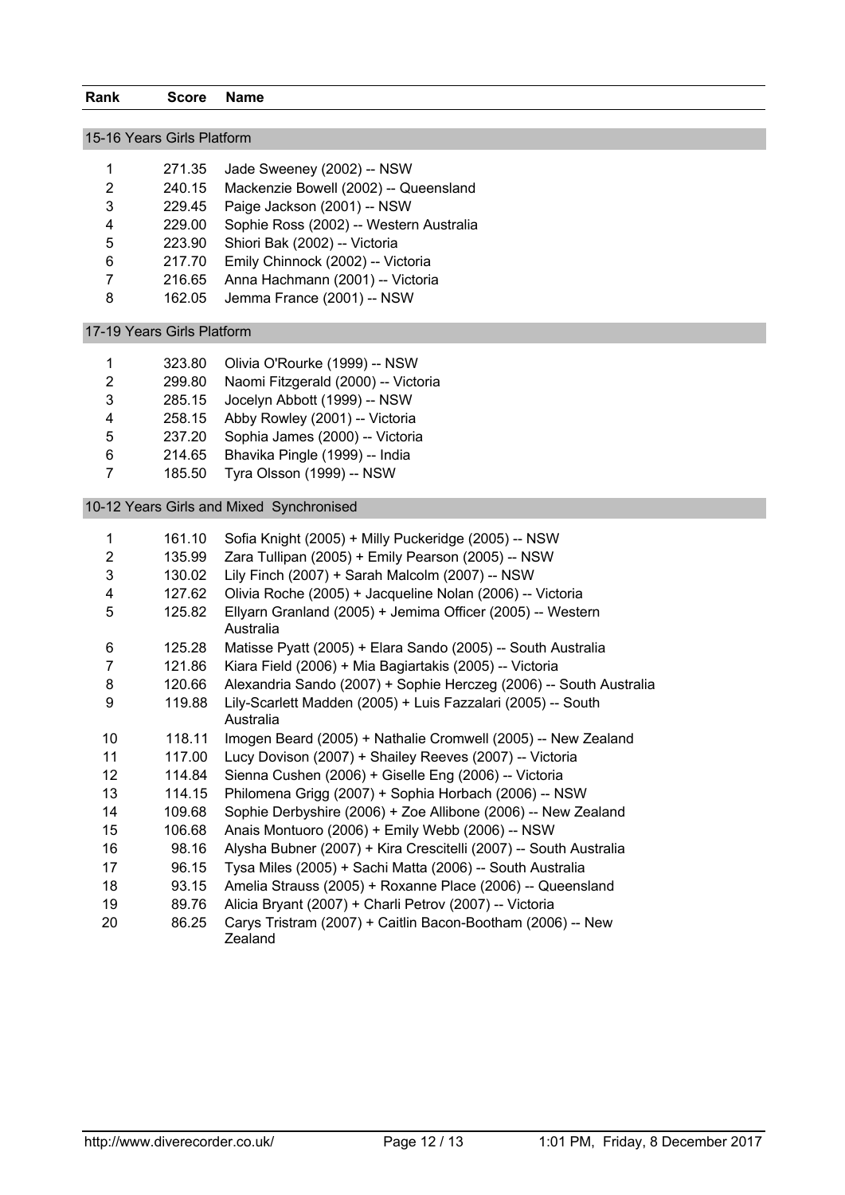| Rank | Score | Name |
|---|---|---|

## 15-16 Years Girls Platform

| Rank | Score | Name |
|---|---|---|
| 1 | 271.35 | Jade Sweeney (2002) -- NSW |
| 2 | 240.15 | Mackenzie Bowell (2002) -- Queensland |
| 3 | 229.45 | Paige Jackson (2001) -- NSW |
| 4 | 229.00 | Sophie Ross (2002) -- Western Australia |
| 5 | 223.90 | Shiori Bak (2002) -- Victoria |
| 6 | 217.70 | Emily Chinnock (2002) -- Victoria |
| 7 | 216.65 | Anna Hachmann (2001) -- Victoria |
| 8 | 162.05 | Jemma France (2001) -- NSW |

## 17-19 Years Girls Platform

| Rank | Score | Name |
|---|---|---|
| 1 | 323.80 | Olivia O'Rourke (1999) -- NSW |
| 2 | 299.80 | Naomi Fitzgerald (2000) -- Victoria |
| 3 | 285.15 | Jocelyn Abbott (1999) -- NSW |
| 4 | 258.15 | Abby Rowley (2001) -- Victoria |
| 5 | 237.20 | Sophia James (2000) -- Victoria |
| 6 | 214.65 | Bhavika Pingle (1999) -- India |
| 7 | 185.50 | Tyra Olsson (1999) -- NSW |

## 10-12 Years Girls and Mixed Synchronised

| Rank | Score | Name |
|---|---|---|
| 1 | 161.10 | Sofia Knight (2005) + Milly Puckeridge (2005) -- NSW |
| 2 | 135.99 | Zara Tullipan (2005) + Emily Pearson (2005) -- NSW |
| 3 | 130.02 | Lily Finch (2007) + Sarah Malcolm (2007) -- NSW |
| 4 | 127.62 | Olivia Roche (2005) + Jacqueline Nolan (2006) -- Victoria |
| 5 | 125.82 | Ellyarn Granland (2005) + Jemima Officer (2005) -- Western Australia |
| 6 | 125.28 | Matisse Pyatt (2005) + Elara Sando (2005) -- South Australia |
| 7 | 121.86 | Kiara Field (2006) + Mia Bagiartakis (2005) -- Victoria |
| 8 | 120.66 | Alexandria Sando (2007) + Sophie Herczeg (2006) -- South Australia |
| 9 | 119.88 | Lily-Scarlett Madden (2005) + Luis Fazzalari (2005) -- South Australia |
| 10 | 118.11 | Imogen Beard (2005) + Nathalie Cromwell (2005) -- New Zealand |
| 11 | 117.00 | Lucy Dovison (2007) + Shailey Reeves (2007) -- Victoria |
| 12 | 114.84 | Sienna Cushen (2006) + Giselle Eng (2006) -- Victoria |
| 13 | 114.15 | Philomena Grigg (2007) + Sophia Horbach (2006) -- NSW |
| 14 | 109.68 | Sophie Derbyshire (2006) + Zoe Allibone (2006) -- New Zealand |
| 15 | 106.68 | Anais Montuoro (2006) + Emily Webb (2006) -- NSW |
| 16 | 98.16 | Alysha Bubner (2007) + Kira Crescitelli (2007) -- South Australia |
| 17 | 96.15 | Tysa Miles (2005) + Sachi Matta (2006) -- South Australia |
| 18 | 93.15 | Amelia Strauss (2005) + Roxanne Place (2006) -- Queensland |
| 19 | 89.76 | Alicia Bryant (2007) + Charli Petrov (2007) -- Victoria |
| 20 | 86.25 | Carys Tristram (2007) + Caitlin Bacon-Bootham (2006) -- New Zealand |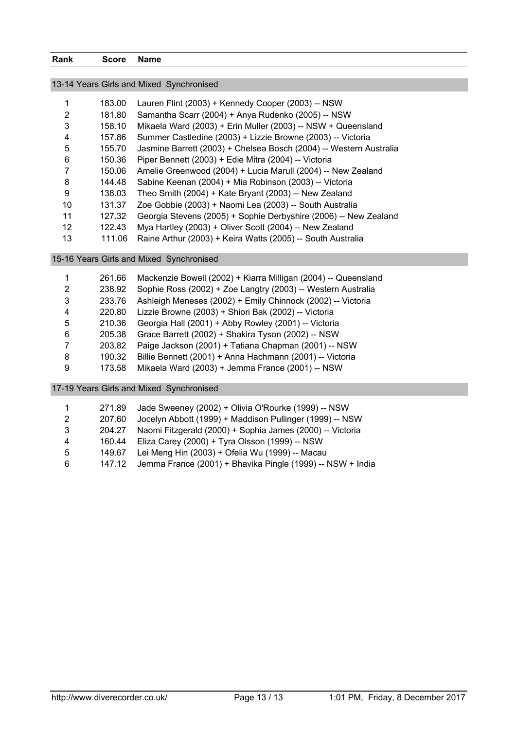| Rank | Score | Name |
|---|---|---|

## 13-14 Years Girls and Mixed Synchronised

| Rank | Score | Name |
|---|---|---|
| 1 | 183.00 | Lauren Flint (2003) + Kennedy Cooper (2003) -- NSW |
| 2 | 181.80 | Samantha Scarr (2004) + Anya Rudenko (2005) -- NSW |
| 3 | 158.10 | Mikaela Ward (2003) + Erin Muller (2003) -- NSW + Queensland |
| 4 | 157.86 | Summer Castledine (2003) + Lizzie Browne (2003) -- Victoria |
| 5 | 155.70 | Jasmine Barrett (2003) + Chelsea Bosch (2004) -- Western Australia |
| 6 | 150.36 | Piper Bennett (2003) + Edie Mitra (2004) -- Victoria |
| 7 | 150.06 | Amelie Greenwood (2004) + Lucia Marull (2004) -- New Zealand |
| 8 | 144.48 | Sabine Keenan (2004) + Mia Robinson (2003) -- Victoria |
| 9 | 138.03 | Theo Smith (2004) + Kate Bryant (2003) -- New Zealand |
| 10 | 131.37 | Zoe Gobbie (2003) + Naomi Lea (2003) -- South Australia |
| 11 | 127.32 | Georgia Stevens (2005) + Sophie Derbyshire (2006) -- New Zealand |
| 12 | 122.43 | Mya Hartley (2003) + Oliver Scott (2004) -- New Zealand |
| 13 | 111.06 | Raine Arthur (2003) + Keira Watts (2005) -- South Australia |

## 15-16 Years Girls and Mixed Synchronised

| Rank | Score | Name |
|---|---|---|
| 1 | 261.66 | Mackenzie Bowell (2002) + Kiarra Milligan (2004) -- Queensland |
| 2 | 238.92 | Sophie Ross (2002) + Zoe Langtry (2003) -- Western Australia |
| 3 | 233.76 | Ashleigh Meneses (2002) + Emily Chinnock (2002) -- Victoria |
| 4 | 220.80 | Lizzie Browne (2003) + Shiori Bak (2002) -- Victoria |
| 5 | 210.36 | Georgia Hall (2001) + Abby Rowley (2001) -- Victoria |
| 6 | 205.38 | Grace Barrett (2002) + Shakira Tyson (2002) -- NSW |
| 7 | 203.82 | Paige Jackson (2001) + Tatiana Chapman (2001) -- NSW |
| 8 | 190.32 | Billie Bennett (2001) + Anna Hachmann (2001) -- Victoria |
| 9 | 173.58 | Mikaela Ward (2003) + Jemma France (2001) -- NSW |

## 17-19 Years Girls and Mixed Synchronised

| Rank | Score | Name |
|---|---|---|
| 1 | 271.89 | Jade Sweeney (2002) + Olivia O'Rourke (1999) -- NSW |
| 2 | 207.60 | Jocelyn Abbott (1999) + Maddison Pullinger (1999) -- NSW |
| 3 | 204.27 | Naomi Fitzgerald (2000) + Sophia James (2000) -- Victoria |
| 4 | 160.44 | Eliza Carey (2000) + Tyra Olsson (1999) -- NSW |
| 5 | 149.67 | Lei Meng Hin (2003) + Ofelia Wu (1999) -- Macau |
| 6 | 147.12 | Jemma France (2001) + Bhavika Pingle (1999) -- NSW + India |